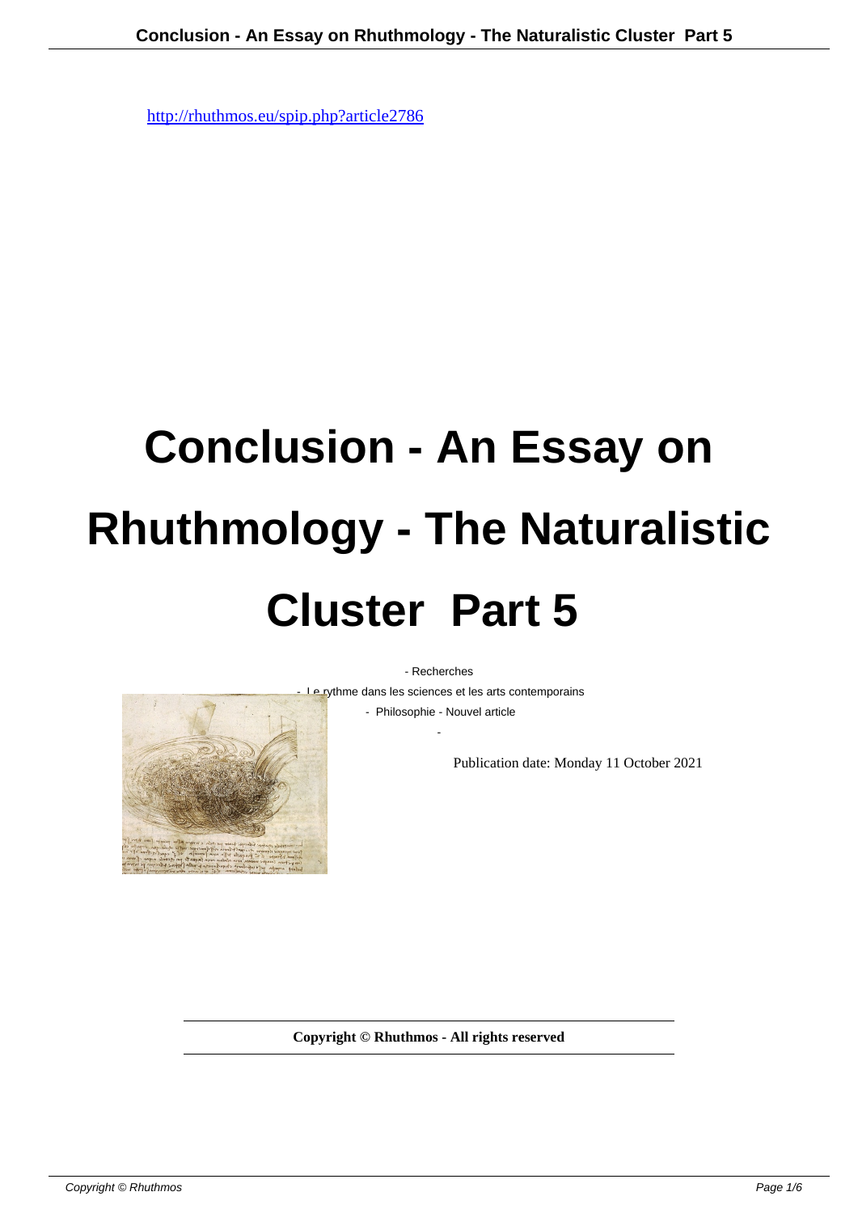http://rhuthmos.eu/spip.php?article2786

# Conclusion - An Essay on Rhuthmology - The Naturalistic Cluster Part 5

- Recherches
- Le rythme dans les sciences et les arts contemporains
- Philosophie - Nouvel article

Publication date: Monday 11 October 2021

**Copyright © Rhuthmos - All rights reserved**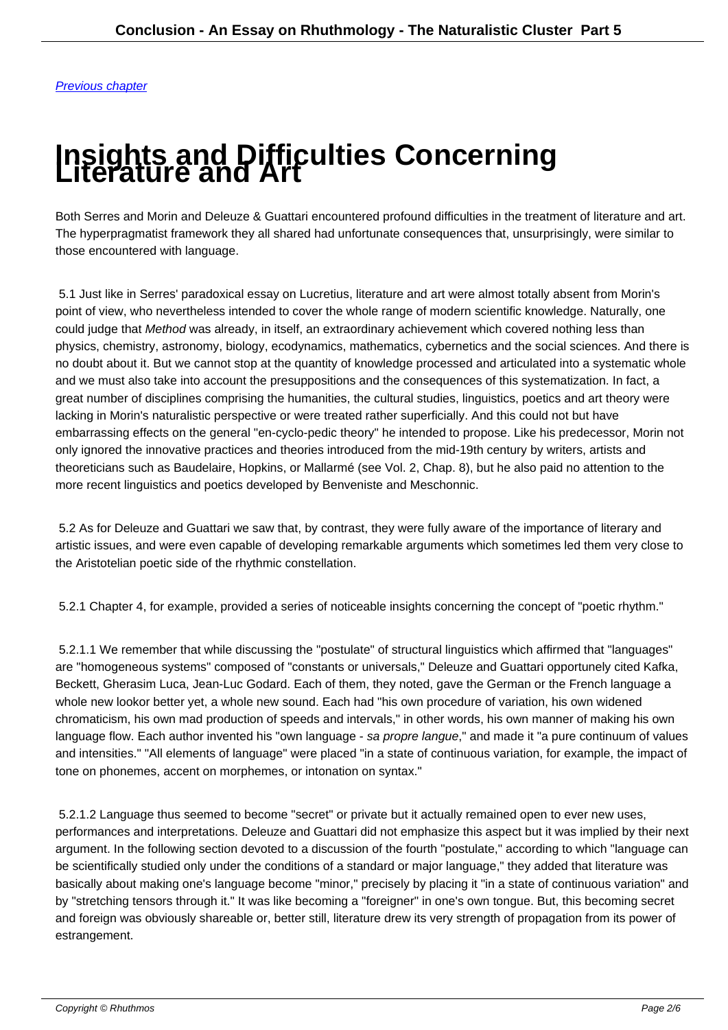[Previous chapter](#)

# Insights and Difficulties Concerning Literature and Art

Both Serres and Morin and Deleuze & Guattari encountered profound difficulties in the treatment of literature and art. The hyperpragmatist framework they all shared had unfortunate consequences that, unsurprisingly, were similar to those encountered with language.

5.1 Just like in Serres' paradoxical essay on Lucretius, literature and art were almost totally absent from Morin's point of view, who nevertheless intended to cover the whole range of modern scientific knowledge. Naturally, one could judge that *Method* was already, in itself, an extraordinary achievement which covered nothing less than physics, chemistry, astronomy, biology, ecodynamics, mathematics, cybernetics and the social sciences. And there is no doubt about it. But we cannot stop at the quantity of knowledge processed and articulated into a systematic whole and we must also take into account the presuppositions and the consequences of this systematization. In fact, a great number of disciplines comprising the humanities, the cultural studies, linguistics, poetics and art theory were lacking in Morin's naturalistic perspective or were treated rather superficially. And this could not but have embarrassing effects on the general "en-cyclo-pedic theory" he intended to propose. Like his predecessor, Morin not only ignored the innovative practices and theories introduced from the mid-19th century by writers, artists and theoreticians such as Baudelaire, Hopkins, or Mallarmé (see Vol. 2, Chap. 8), but he also paid no attention to the more recent linguistics and poetics developed by Benveniste and Meschonnic.

5.2 As for Deleuze and Guattari we saw that, by contrast, they were fully aware of the importance of literary and artistic issues, and were even capable of developing remarkable arguments which sometimes led them very close to the Aristotelian poetic side of the rhythmic constellation.

5.2.1 Chapter 4, for example, provided a series of noticeable insights concerning the concept of "poetic rhythm."

5.2.1.1 We remember that while discussing the "postulate" of structural linguistics which affirmed that "languages" are "homogeneous systems" composed of "constants or universals," Deleuze and Guattari opportunely cited Kafka, Beckett, Gherasim Luca, Jean-Luc Godard. Each of them, they noted, gave the German or the French language a whole new lookor better yet, a whole new sound. Each had "his own procedure of variation, his own widened chromaticism, his own mad production of speeds and intervals," in other words, his own manner of making his own language flow. Each author invented his "own language - *sa propre langue*," and made it "a pure continuum of values and intensities." "All elements of language" were placed "in a state of continuous variation, for example, the impact of tone on phonemes, accent on morphemes, or intonation on syntax."

5.2.1.2 Language thus seemed to become "secret" or private but it actually remained open to ever new uses, performances and interpretations. Deleuze and Guattari did not emphasize this aspect but it was implied by their next argument. In the following section devoted to a discussion of the fourth "postulate," according to which "language can be scientifically studied only under the conditions of a standard or major language," they added that literature was basically about making one's language become "minor," precisely by placing it "in a state of continuous variation" and by "stretching tensors through it." It was like becoming a "foreigner" in one's own tongue. But, this becoming secret and foreign was obviously shareable or, better still, literature drew its very strength of propagation from its power of estrangement.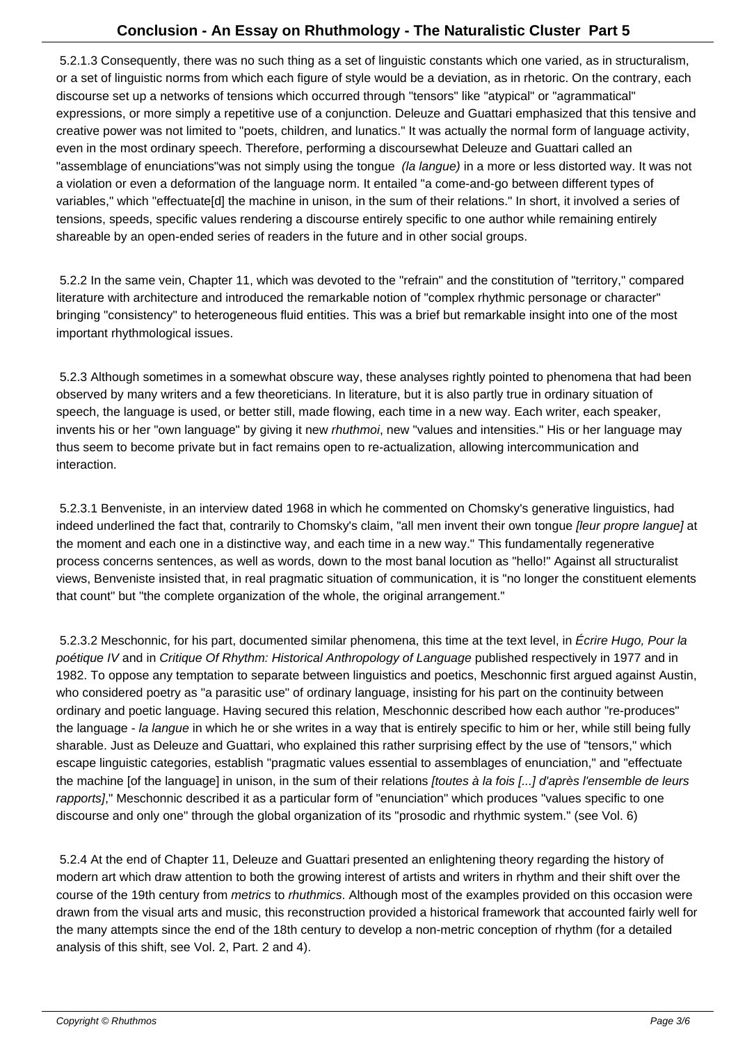5.2.1.3 Consequently, there was no such thing as a set of linguistic constants which one varied, as in structuralism, or a set of linguistic norms from which each figure of style would be a deviation, as in rhetoric. On the contrary, each discourse set up a networks of tensions which occurred through "tensors" like "atypical" or "agrammatical" expressions, or more simply a repetitive use of a conjunction. Deleuze and Guattari emphasized that this tensive and creative power was not limited to "poets, children, and lunatics." It was actually the normal form of language activity, even in the most ordinary speech. Therefore, performing a discoursewhat Deleuze and Guattari called an "assemblage of enunciations"was not simply using the tongue *(la langue)* in a more or less distorted way. It was not a violation or even a deformation of the language norm. It entailed "a come-and-go between different types of variables," which "effectuate[d] the machine in unison, in the sum of their relations." In short, it involved a series of tensions, speeds, specific values rendering a discourse entirely specific to one author while remaining entirely shareable by an open-ended series of readers in the future and in other social groups.

5.2.2 In the same vein, Chapter 11, which was devoted to the "refrain" and the constitution of "territory," compared literature with architecture and introduced the remarkable notion of "complex rhythmic personage or character" bringing "consistency" to heterogeneous fluid entities. This was a brief but remarkable insight into one of the most important rhythmological issues.

5.2.3 Although sometimes in a somewhat obscure way, these analyses rightly pointed to phenomena that had been observed by many writers and a few theoreticians. In literature, but it is also partly true in ordinary situation of speech, the language is used, or better still, made flowing, each time in a new way. Each writer, each speaker, invents his or her "own language" by giving it new *rhuthmoi*, new "values and intensities." His or her language may thus seem to become private but in fact remains open to re-actualization, allowing intercommunication and interaction.

5.2.3.1 Benveniste, in an interview dated 1968 in which he commented on Chomsky's generative linguistics, had indeed underlined the fact that, contrarily to Chomsky's claim, "all men invent their own tongue *[leur propre langue]* at the moment and each one in a distinctive way, and each time in a new way." This fundamentally regenerative process concerns sentences, as well as words, down to the most banal locution as "hello!" Against all structuralist views, Benveniste insisted that, in real pragmatic situation of communication, it is "no longer the constituent elements that count" but "the complete organization of the whole, the original arrangement."

5.2.3.2 Meschonnic, for his part, documented similar phenomena, this time at the text level, in *Écrire Hugo, Pour la poétique IV* and in *Critique Of Rhythm: Historical Anthropology of Language* published respectively in 1977 and in 1982. To oppose any temptation to separate between linguistics and poetics, Meschonnic first argued against Austin, who considered poetry as "a parasitic use" of ordinary language, insisting for his part on the continuity between ordinary and poetic language. Having secured this relation, Meschonnic described how each author "re-produces" the language - *la langue* in which he or she writes in a way that is entirely specific to him or her, while still being fully sharable. Just as Deleuze and Guattari, who explained this rather surprising effect by the use of "tensors," which escape linguistic categories, establish "pragmatic values essential to assemblages of enunciation," and "effectuate the machine [of the language] in unison, in the sum of their relations *[toutes à la fois [...] d'après l'ensemble de leurs rapports]*," Meschonnic described it as a particular form of "enunciation" which produces "values specific to one discourse and only one" through the global organization of its "prosodic and rhythmic system." (see Vol. 6)

5.2.4 At the end of Chapter 11, Deleuze and Guattari presented an enlightening theory regarding the history of modern art which draw attention to both the growing interest of artists and writers in rhythm and their shift over the course of the 19th century from *metrics* to *rhuthmics*. Although most of the examples provided on this occasion were drawn from the visual arts and music, this reconstruction provided a historical framework that accounted fairly well for the many attempts since the end of the 18th century to develop a non-metric conception of rhythm (for a detailed analysis of this shift, see Vol. 2, Part. 2 and 4).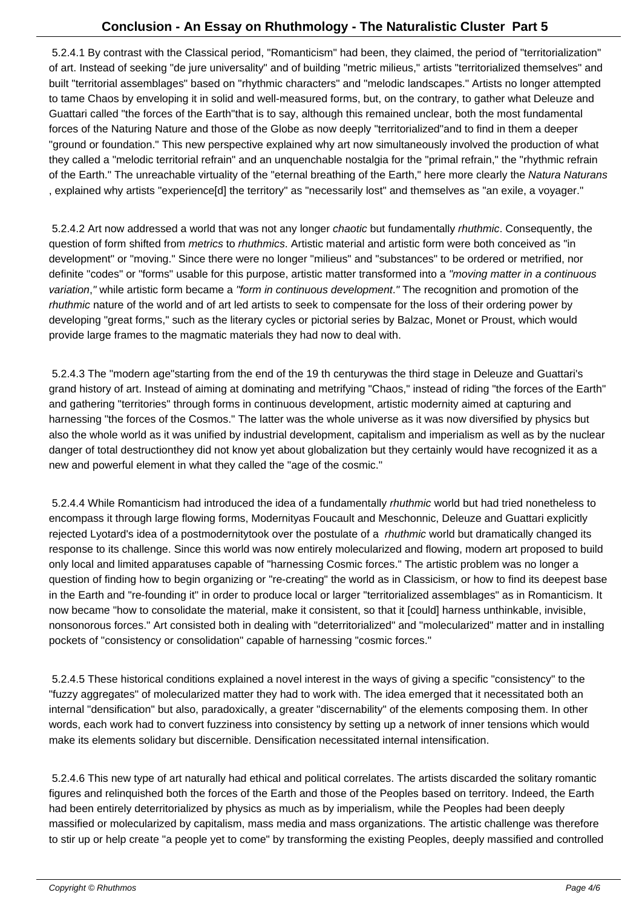5.2.4.1 By contrast with the Classical period, "Romanticism" had been, they claimed, the period of "territorialization" of art. Instead of seeking "de jure universality" and of building "metric milieus," artists "territorialized themselves" and built "territorial assemblages" based on "rhythmic characters" and "melodic landscapes." Artists no longer attempted to tame Chaos by enveloping it in solid and well-measured forms, but, on the contrary, to gather what Deleuze and Guattari called "the forces of the Earth"that is to say, although this remained unclear, both the most fundamental forces of the Naturing Nature and those of the Globe as now deeply "territorialized"and to find in them a deeper "ground or foundation." This new perspective explained why art now simultaneously involved the production of what they called a "melodic territorial refrain" and an unquenchable nostalgia for the "primal refrain," the "rhythmic refrain of the Earth." The unreachable virtuality of the "eternal breathing of the Earth," here more clearly the *Natura Naturans* , explained why artists "experience[d] the territory" as "necessarily lost" and themselves as "an exile, a voyager."

5.2.4.2 Art now addressed a world that was not any longer *chaotic* but fundamentally *rhuthmic*. Consequently, the question of form shifted from *metrics* to *rhuthmics*. Artistic material and artistic form were both conceived as "in development" or "moving." Since there were no longer "milieus" and "substances" to be ordered or metrified, nor definite "codes" or "forms" usable for this purpose, artistic matter transformed into a *"moving matter in a continuous variation,"* while artistic form became a *"form in continuous development."* The recognition and promotion of the *rhuthmic* nature of the world and of art led artists to seek to compensate for the loss of their ordering power by developing "great forms," such as the literary cycles or pictorial series by Balzac, Monet or Proust, which would provide large frames to the magmatic materials they had now to deal with.

5.2.4.3 The "modern age"starting from the end of the 19 th centurywas the third stage in Deleuze and Guattari's grand history of art. Instead of aiming at dominating and metrifying "Chaos," instead of riding "the forces of the Earth" and gathering "territories" through forms in continuous development, artistic modernity aimed at capturing and harnessing "the forces of the Cosmos." The latter was the whole universe as it was now diversified by physics but also the whole world as it was unified by industrial development, capitalism and imperialism as well as by the nuclear danger of total destructionthey did not know yet about globalization but they certainly would have recognized it as a new and powerful element in what they called the "age of the cosmic."

5.2.4.4 While Romanticism had introduced the idea of a fundamentally *rhuthmic* world but had tried nonetheless to encompass it through large flowing forms, Modernityas Foucault and Meschonnic, Deleuze and Guattari explicitly rejected Lyotard's idea of a postmodernitytook over the postulate of a *rhuthmic* world but dramatically changed its response to its challenge. Since this world was now entirely molecularized and flowing, modern art proposed to build only local and limited apparatuses capable of "harnessing Cosmic forces." The artistic problem was no longer a question of finding how to begin organizing or "re-creating" the world as in Classicism, or how to find its deepest base in the Earth and "re-founding it" in order to produce local or larger "territorialized assemblages" as in Romanticism. It now became "how to consolidate the material, make it consistent, so that it [could] harness unthinkable, invisible, nonsonorous forces." Art consisted both in dealing with "deterritorialized" and "molecularized" matter and in installing pockets of "consistency or consolidation" capable of harnessing "cosmic forces."

5.2.4.5 These historical conditions explained a novel interest in the ways of giving a specific "consistency" to the "fuzzy aggregates" of molecularized matter they had to work with. The idea emerged that it necessitated both an internal "densification" but also, paradoxically, a greater "discernability" of the elements composing them. In other words, each work had to convert fuzziness into consistency by setting up a network of inner tensions which would make its elements solidary but discernible. Densification necessitated internal intensification.

5.2.4.6 This new type of art naturally had ethical and political correlates. The artists discarded the solitary romantic figures and relinquished both the forces of the Earth and those of the Peoples based on territory. Indeed, the Earth had been entirely deterritorialized by physics as much as by imperialism, while the Peoples had been deeply massified or molecularized by capitalism, mass media and mass organizations. The artistic challenge was therefore to stir up or help create "a people yet to come" by transforming the existing Peoples, deeply massified and controlled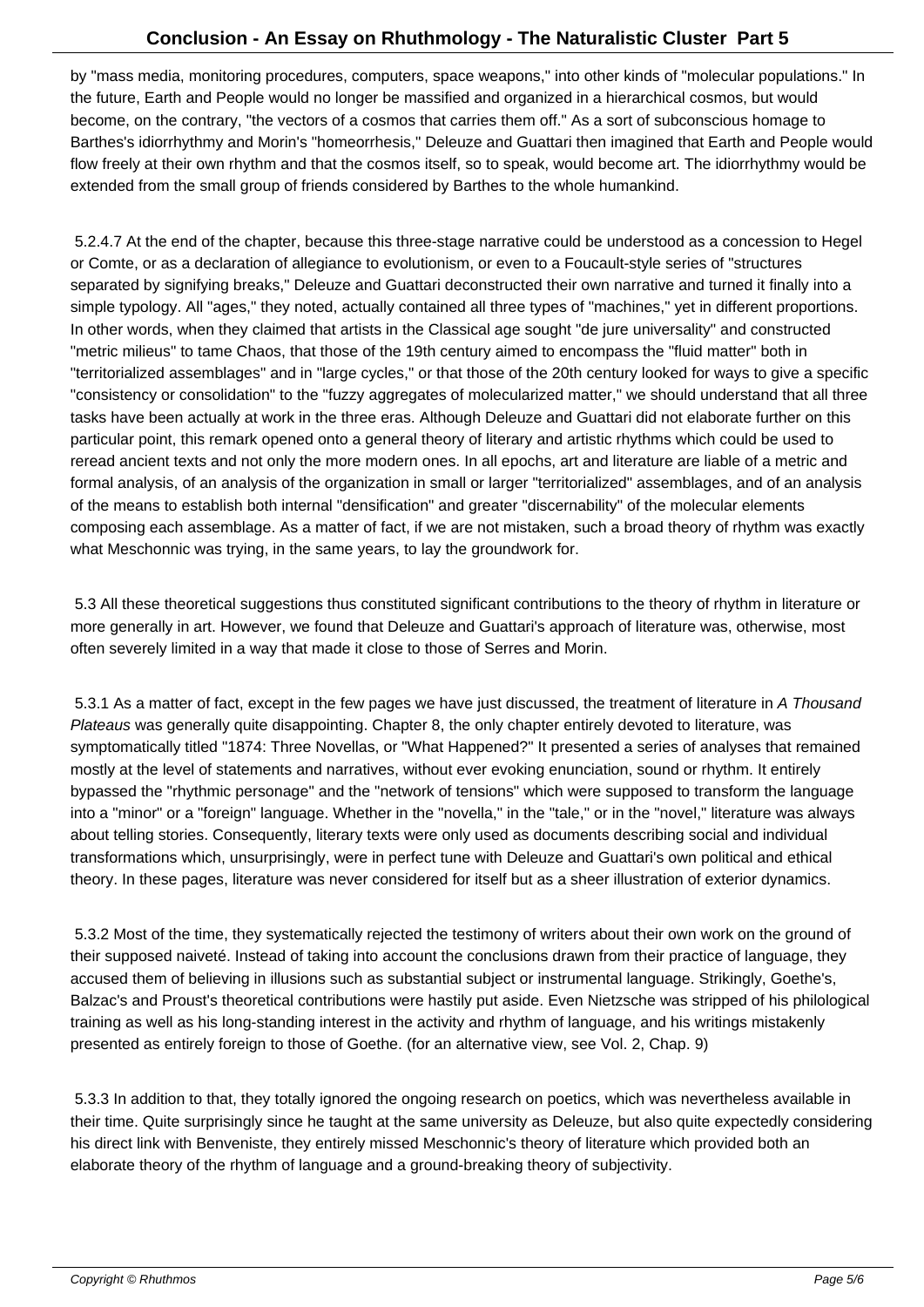by "mass media, monitoring procedures, computers, space weapons," into other kinds of "molecular populations." In the future, Earth and People would no longer be massified and organized in a hierarchical cosmos, but would become, on the contrary, "the vectors of a cosmos that carries them off." As a sort of subconscious homage to Barthes's idiorrhythmy and Morin's "homeorrhesis," Deleuze and Guattari then imagined that Earth and People would flow freely at their own rhythm and that the cosmos itself, so to speak, would become art. The idiorrhythmy would be extended from the small group of friends considered by Barthes to the whole humankind.

5.2.4.7 At the end of the chapter, because this three-stage narrative could be understood as a concession to Hegel or Comte, or as a declaration of allegiance to evolutionism, or even to a Foucault-style series of "structures separated by signifying breaks," Deleuze and Guattari deconstructed their own narrative and turned it finally into a simple typology. All "ages," they noted, actually contained all three types of "machines," yet in different proportions. In other words, when they claimed that artists in the Classical age sought "de jure universality" and constructed "metric milieus" to tame Chaos, that those of the 19th century aimed to encompass the "fluid matter" both in "territorialized assemblages" and in "large cycles," or that those of the 20th century looked for ways to give a specific "consistency or consolidation" to the "fuzzy aggregates of molecularized matter," we should understand that all three tasks have been actually at work in the three eras. Although Deleuze and Guattari did not elaborate further on this particular point, this remark opened onto a general theory of literary and artistic rhythms which could be used to reread ancient texts and not only the more modern ones. In all epochs, art and literature are liable of a metric and formal analysis, of an analysis of the organization in small or larger "territorialized" assemblages, and of an analysis of the means to establish both internal "densification" and greater "discernability" of the molecular elements composing each assemblage. As a matter of fact, if we are not mistaken, such a broad theory of rhythm was exactly what Meschonnic was trying, in the same years, to lay the groundwork for.

5.3 All these theoretical suggestions thus constituted significant contributions to the theory of rhythm in literature or more generally in art. However, we found that Deleuze and Guattari's approach of literature was, otherwise, most often severely limited in a way that made it close to those of Serres and Morin.

5.3.1 As a matter of fact, except in the few pages we have just discussed, the treatment of literature in *A Thousand Plateaus* was generally quite disappointing. Chapter 8, the only chapter entirely devoted to literature, was symptomatically titled "1874: Three Novellas, or "What Happened?" It presented a series of analyses that remained mostly at the level of statements and narratives, without ever evoking enunciation, sound or rhythm. It entirely bypassed the "rhythmic personage" and the "network of tensions" which were supposed to transform the language into a "minor" or a "foreign" language. Whether in the "novella," in the "tale," or in the "novel," literature was always about telling stories. Consequently, literary texts were only used as documents describing social and individual transformations which, unsurprisingly, were in perfect tune with Deleuze and Guattari's own political and ethical theory. In these pages, literature was never considered for itself but as a sheer illustration of exterior dynamics.

5.3.2 Most of the time, they systematically rejected the testimony of writers about their own work on the ground of their supposed naiveté. Instead of taking into account the conclusions drawn from their practice of language, they accused them of believing in illusions such as substantial subject or instrumental language. Strikingly, Goethe's, Balzac's and Proust's theoretical contributions were hastily put aside. Even Nietzsche was stripped of his philological training as well as his long-standing interest in the activity and rhythm of language, and his writings mistakenly presented as entirely foreign to those of Goethe. (for an alternative view, see Vol. 2, Chap. 9)

5.3.3 In addition to that, they totally ignored the ongoing research on poetics, which was nevertheless available in their time. Quite surprisingly since he taught at the same university as Deleuze, but also quite expectedly considering his direct link with Benveniste, they entirely missed Meschonnic's theory of literature which provided both an elaborate theory of the rhythm of language and a ground-breaking theory of subjectivity.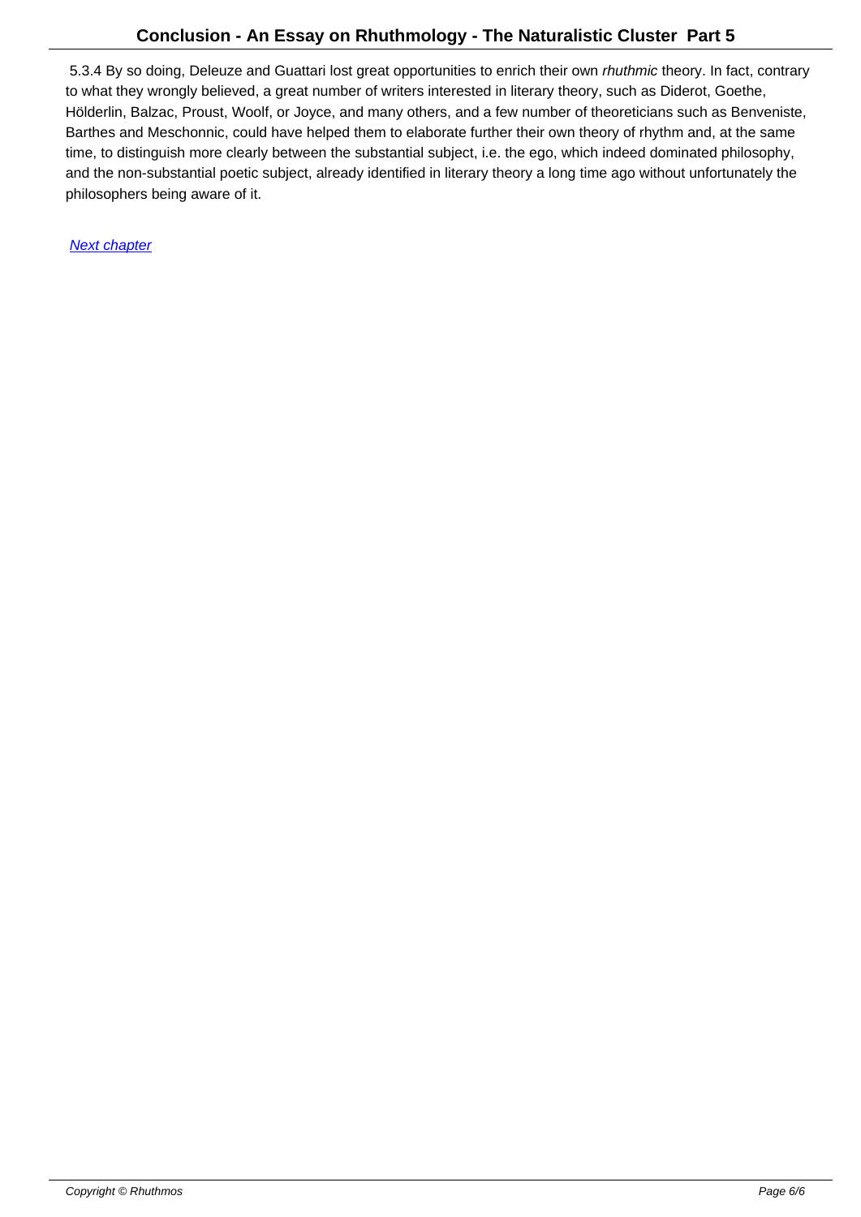5.3.4 By so doing, Deleuze and Guattari lost great opportunities to enrich their own *rhuthmic* theory. In fact, contrary to what they wrongly believed, a great number of writers interested in literary theory, such as Diderot, Goethe, Hölderlin, Balzac, Proust, Woolf, or Joyce, and many others, and a few number of theoreticians such as Benveniste, Barthes and Meschonnic, could have helped them to elaborate further their own theory of rhythm and, at the same time, to distinguish more clearly between the substantial subject, i.e. the ego, which indeed dominated philosophy, and the non-substantial poetic subject, already identified in literary theory a long time ago without unfortunately the philosophers being aware of it.

Next chapter